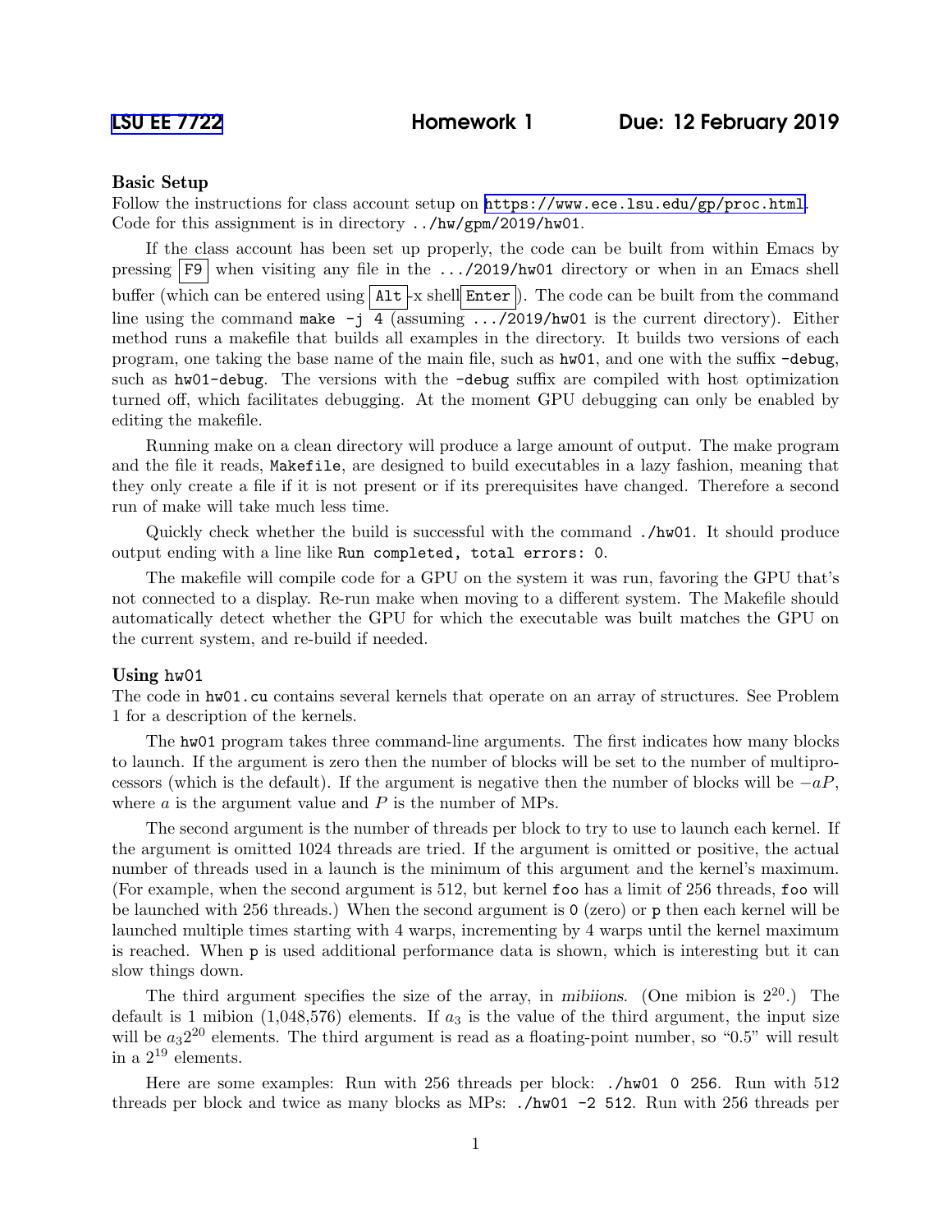# LSU EE 7722 Homework 1 Due: 12 February 2019

## Basic Setup

Follow the instructions for class account setup on https://www.ece.lsu.edu/gp/proc.html. Code for this assignment is in directory ../hw/gpm/2019/hw01.

If the class account has been set up properly, the code can be built from within Emacs by pressing F9 when visiting any file in the .../2019/hw01 directory or when in an Emacs shell buffer (which can be entered using Alt-x shell Enter). The code can be built from the command line using the command `make -j 4` (assuming .../2019/hw01 is the current directory). Either method runs a makefile that builds all examples in the directory. It builds two versions of each program, one taking the base name of the main file, such as `hw01`, and one with the suffix `-debug`, such as `hw01-debug`. The versions with the `-debug` suffix are compiled with host optimization turned off, which facilitates debugging. At the moment GPU debugging can only be enabled by editing the makefile.

Running make on a clean directory will produce a large amount of output. The make program and the file it reads, `Makefile`, are designed to build executables in a lazy fashion, meaning that they only create a file if it is not present or if its prerequisites have changed. Therefore a second run of make will take much less time.

Quickly check whether the build is successful with the command `./hw01`. It should produce output ending with a line like `Run completed, total errors: 0`.

The makefile will compile code for a GPU on the system it was run, favoring the GPU that's not connected to a display. Re-run make when moving to a different system. The Makefile should automatically detect whether the GPU for which the executable was built matches the GPU on the current system, and re-build if needed.

## Using hw01

The code in `hw01.cu` contains several kernels that operate on an array of structures. See Problem 1 for a description of the kernels.

The `hw01` program takes three command-line arguments. The first indicates how many blocks to launch. If the argument is zero then the number of blocks will be set to the number of multiprocessors (which is the default). If the argument is negative then the number of blocks will be $-aP$, where $a$ is the argument value and $P$ is the number of MPs.

The second argument is the number of threads per block to try to use to launch each kernel. If the argument is omitted 1024 threads are tried. If the argument is omitted or positive, the actual number of threads used in a launch is the minimum of this argument and the kernel's maximum. (For example, when the second argument is 512, but kernel `foo` has a limit of 256 threads, `foo` will be launched with 256 threads.) When the second argument is `0` (zero) or `p` then each kernel will be launched multiple times starting with 4 warps, incrementing by 4 warps until the kernel maximum is reached. When `p` is used additional performance data is shown, which is interesting but it can slow things down.

The third argument specifies the size of the array, in *mibiions*. (One mibion is $2^{20}$.) The default is 1 mibion (1,048,576) elements. If $a_3$ is the value of the third argument, the input size will be $a_3 2^{20}$ elements. The third argument is read as a floating-point number, so "0.5" will result in a $2^{19}$ elements.

Here are some examples: Run with 256 threads per block: `./hw01 0 256`. Run with 512 threads per block and twice as many blocks as MPs: `./hw01 -2 512`. Run with 256 threads per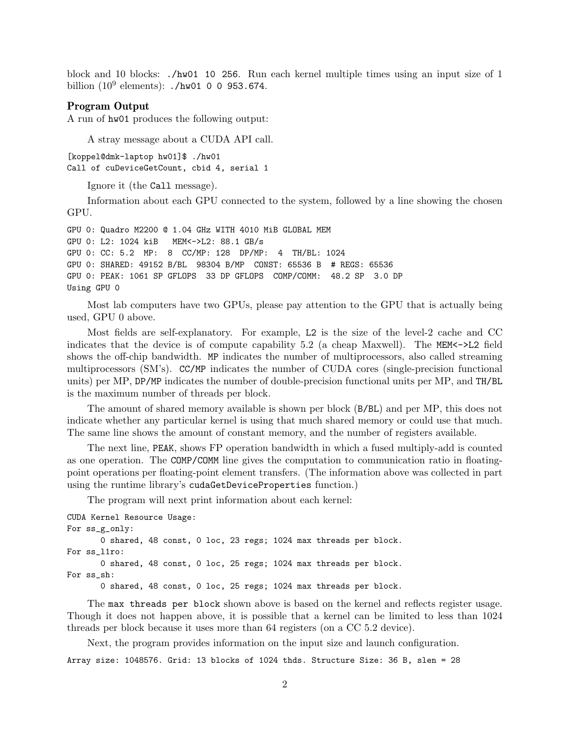block and 10 blocks: `./hw01 10 256`. Run each kernel multiple times using an input size of 1 billion ($10^9$ elements): `./hw01 0 0 953.674`.

### Program Output

A run of `hw01` produces the following output:

A stray message about a CUDA API call.

```
[koppel@dmk-laptop hw01]$ ./hw01
Call of cuDeviceGetCount, cbid 4, serial 1
```

Ignore it (the `Call` message).

Information about each GPU connected to the system, followed by a line showing the chosen GPU.

```
GPU 0: Quadro M2200 @ 1.04 GHz WITH 4010 MiB GLOBAL MEM
GPU 0: L2: 1024 kiB   MEM<->L2: 88.1 GB/s
GPU 0: CC: 5.2  MP:  8  CC/MP: 128  DP/MP:  4  TH/BL: 1024
GPU 0: SHARED: 49152 B/BL  98304 B/MP  CONST: 65536 B  # REGS: 65536
GPU 0: PEAK: 1061 SP GFLOPS  33 DP GFLOPS  COMP/COMM:  48.2 SP  3.0 DP
Using GPU 0
```

Most lab computers have two GPUs, please pay attention to the GPU that is actually being used, GPU 0 above.

Most fields are self-explanatory. For example, `L2` is the size of the level-2 cache and CC indicates that the device is of compute capability 5.2 (a cheap Maxwell). The `MEM<->L2` field shows the off-chip bandwidth. `MP` indicates the number of multiprocessors, also called streaming multiprocessors (SM's). `CC/MP` indicates the number of CUDA cores (single-precision functional units) per MP, `DP/MP` indicates the number of double-precision functional units per MP, and `TH/BL` is the maximum number of threads per block.

The amount of shared memory available is shown per block (`B/BL`) and per MP, this does not indicate whether any particular kernel is using that much shared memory or could use that much. The same line shows the amount of constant memory, and the number of registers available.

The next line, `PEAK`, shows FP operation bandwidth in which a fused multiply-add is counted as one operation. The `COMP/COMM` line gives the computation to communication ratio in floating-point operations per floating-point element transfers. (The information above was collected in part using the runtime library's `cudaGetDeviceProperties` function.)

The program will next print information about each kernel:

```
CUDA Kernel Resource Usage:
For ss_g_only:
       0 shared, 48 const, 0 loc, 23 regs; 1024 max threads per block.
For ss_l1ro:
       0 shared, 48 const, 0 loc, 25 regs; 1024 max threads per block.
For ss_sh:
       0 shared, 48 const, 0 loc, 25 regs; 1024 max threads per block.
```

The `max threads per block` shown above is based on the kernel and reflects register usage. Though it does not happen above, it is possible that a kernel can be limited to less than 1024 threads per block because it uses more than 64 registers (on a CC 5.2 device).

Next, the program provides information on the input size and launch configuration.

```
Array size: 1048576. Grid: 13 blocks of 1024 thds. Structure Size: 36 B, slen = 28
```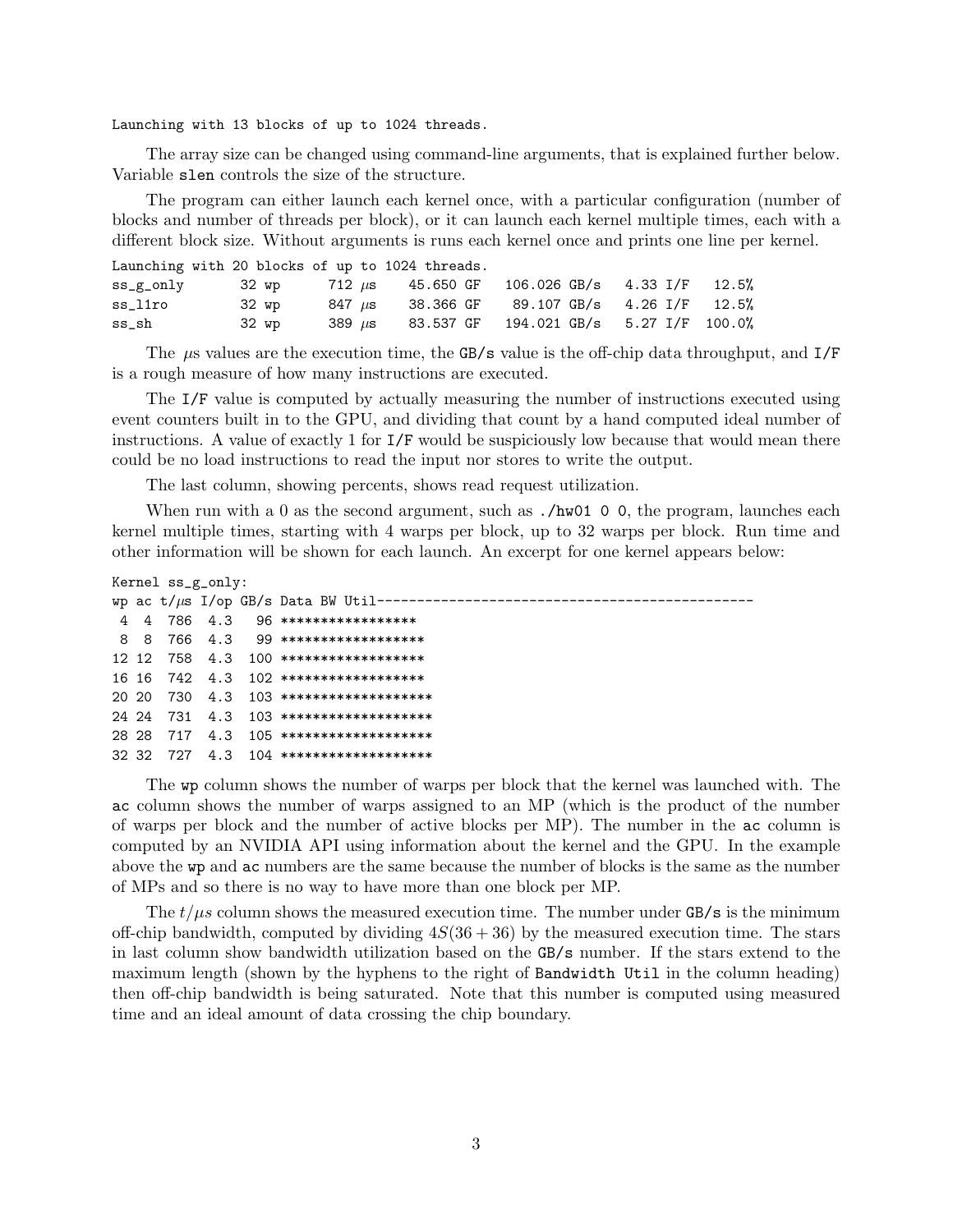```
Launching with 13 blocks of up to 1024 threads.
```

The array size can be changed using command-line arguments, that is explained further below. Variable `slen` controls the size of the structure.

The program can either launch each kernel once, with a particular configuration (number of blocks and number of threads per block), or it can launch each kernel multiple times, each with a different block size. Without arguments is runs each kernel once and prints one line per kernel.

```
Launching with 20 blocks of up to 1024 threads.
ss_g_only       32 wp     712 μs    45.650 GF   106.026 GB/s   4.33 I/F   12.5%
ss_l1ro         32 wp     847 μs    38.366 GF    89.107 GB/s   4.26 I/F   12.5%
ss_sh           32 wp     389 μs    83.537 GF   194.021 GB/s   5.27 I/F  100.0%
```

The $\mu$s values are the execution time, the `GB/s` value is the off-chip data throughput, and `I/F` is a rough measure of how many instructions are executed.

The `I/F` value is computed by actually measuring the number of instructions executed using event counters built in to the GPU, and dividing that count by a hand computed ideal number of instructions. A value of exactly 1 for `I/F` would be suspiciously low because that would mean there could be no load instructions to read the input nor stores to write the output.

The last column, showing percents, shows read request utilization.

When run with a 0 as the second argument, such as `./hw01 0 0`, the program, launches each kernel multiple times, starting with 4 warps per block, up to 32 warps per block. Run time and other information will be shown for each launch. An excerpt for one kernel appears below:

```
Kernel ss_g_only:
wp ac t/μs I/op GB/s Data BW Util-----------------------------------------------
 4  4  786  4.3   96 *****************
 8  8  766  4.3   99 ******************
12 12  758  4.3  100 ******************
16 16  742  4.3  102 ******************
20 20  730  4.3  103 *******************
24 24  731  4.3  103 *******************
28 28  717  4.3  105 *******************
32 32  727  4.3  104 *******************
```

The `wp` column shows the number of warps per block that the kernel was launched with. The `ac` column shows the number of warps assigned to an MP (which is the product of the number of warps per block and the number of active blocks per MP). The number in the `ac` column is computed by an NVIDIA API using information about the kernel and the GPU. In the example above the `wp` and `ac` numbers are the same because the number of blocks is the same as the number of MPs and so there is no way to have more than one block per MP.

The $t/\mu s$ column shows the measured execution time. The number under `GB/s` is the minimum off-chip bandwidth, computed by dividing $4S(36+36)$ by the measured execution time. The stars in last column show bandwidth utilization based on the `GB/s` number. If the stars extend to the maximum length (shown by the hyphens to the right of `Bandwidth Util` in the column heading) then off-chip bandwidth is being saturated. Note that this number is computed using measured time and an ideal amount of data crossing the chip boundary.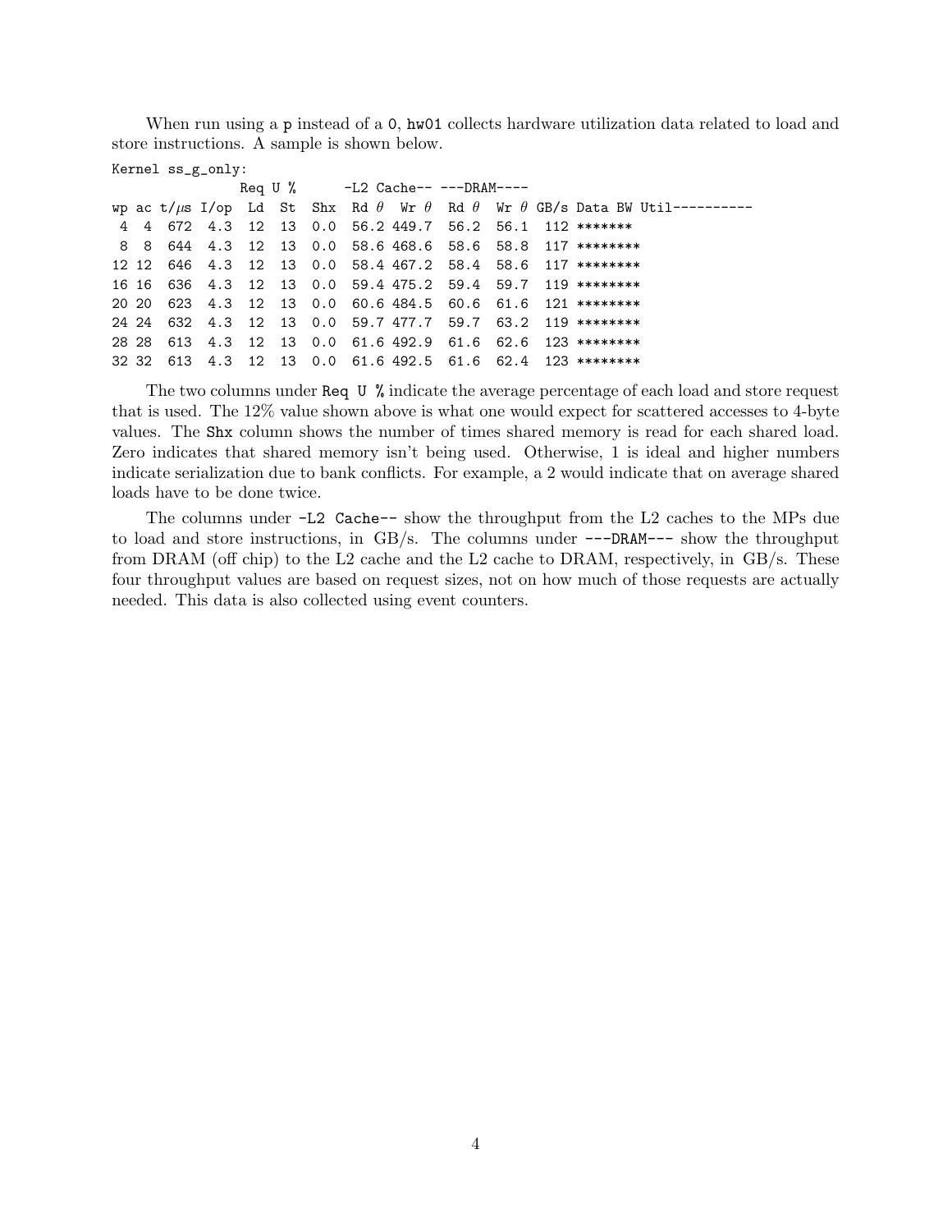When run using a `p` instead of a `0`, `hw01` collects hardware utilization data related to load and store instructions. A sample is shown below.

```
Kernel ss_g_only:
                  Req U %       -L2 Cache-- ---DRAM----
wp ac t/µs I/op  Ld  St  Shx  Rd θ  Wr θ   Rd θ  Wr θ GB/s Data BW Util----------
 4  4  672  4.3  12  13  0.0  56.2 449.7  56.2  56.1  112 *******
 8  8  644  4.3  12  13  0.0  58.6 468.6  58.6  58.8  117 ********
12 12  646  4.3  12  13  0.0  58.4 467.2  58.4  58.6  117 ********
16 16  636  4.3  12  13  0.0  59.4 475.2  59.4  59.7  119 ********
20 20  623  4.3  12  13  0.0  60.6 484.5  60.6  61.6  121 ********
24 24  632  4.3  12  13  0.0  59.7 477.7  59.7  63.2  119 ********
28 28  613  4.3  12  13  0.0  61.6 492.9  61.6  62.6  123 ********
32 32  613  4.3  12  13  0.0  61.6 492.5  61.6  62.4  123 ********
```

The two columns under `Req U %` indicate the average percentage of each load and store request that is used. The 12% value shown above is what one would expect for scattered accesses to 4-byte values. The `Shx` column shows the number of times shared memory is read for each shared load. Zero indicates that shared memory isn't being used. Otherwise, 1 is ideal and higher numbers indicate serialization due to bank conflicts. For example, a 2 would indicate that on average shared loads have to be done twice.

The columns under `-L2 Cache--` show the throughput from the L2 caches to the MPs due to load and store instructions, in GB/s. The columns under `---DRAM---` show the throughput from DRAM (off chip) to the L2 cache and the L2 cache to DRAM, respectively, in GB/s. These four throughput values are based on request sizes, not on how much of those requests are actually needed. This data is also collected using event counters.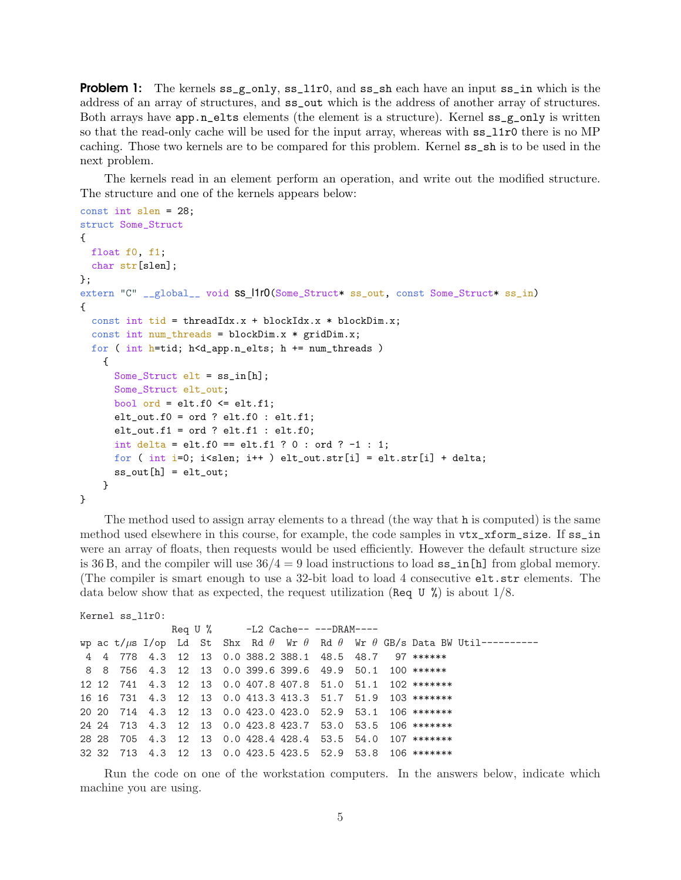**Problem 1:** The kernels `ss_g_only`, `ss_l1r0`, and `ss_sh` each have an input `ss_in` which is the address of an array of structures, and `ss_out` which is the address of another array of structures. Both arrays have `app.n_elts` elements (the element is a structure). Kernel `ss_g_only` is written so that the read-only cache will be used for the input array, whereas with `ss_l1r0` there is no MP caching. Those two kernels are to be compared for this problem. Kernel `ss_sh` is to be used in the next problem.

The kernels read in an element perform an operation, and write out the modified structure. The structure and one of the kernels appears below:

```
const int slen = 28;
struct Some_Struct
{
  float f0, f1;
  char str[slen];
};
extern "C" __global__ void ss_l1r0(Some_Struct* ss_out, const Some_Struct* ss_in)
{
  const int tid = threadIdx.x + blockIdx.x * blockDim.x;
  const int num_threads = blockDim.x * gridDim.x;
  for ( int h=tid; h<d_app.n_elts; h += num_threads )
    {
      Some_Struct elt = ss_in[h];
      Some_Struct elt_out;
      bool ord = elt.f0 <= elt.f1;
      elt_out.f0 = ord ? elt.f0 : elt.f1;
      elt_out.f1 = ord ? elt.f1 : elt.f0;
      int delta = elt.f0 == elt.f1 ? 0 : ord ? -1 : 1;
      for ( int i=0; i<slen; i++ ) elt_out.str[i] = elt.str[i] + delta;
      ss_out[h] = elt_out;
    }
}
```

The method used to assign array elements to a thread (the way that `h` is computed) is the same method used elsewhere in this course, for example, the code samples in `vtx_xform_size`. If `ss_in` were an array of floats, then requests would be used efficiently. However the default structure size is 36 B, and the compiler will use $36/4 = 9$ load instructions to load `ss_in[h]` from global memory. (The compiler is smart enough to use a 32-bit load to load 4 consecutive `elt.str` elements. The data below show that as expected, the request utilization (`Req U %`) is about 1/8.

```
Kernel ss_l1r0:
               Req U %      -L2 Cache-- ---DRAM----
wp ac t/µs I/op  Ld  St  Shx  Rd θ   Wr θ   Rd θ   Wr θ  GB/s Data BW Util----------
 4  4  778  4.3  12  13  0.0 388.2 388.1  48.5  48.7   97 ******
 8  8  756  4.3  12  13  0.0 399.6 399.6  49.9  50.1  100 ******
12 12  741  4.3  12  13  0.0 407.8 407.8  51.0  51.1  102 *******
16 16  731  4.3  12  13  0.0 413.3 413.3  51.7  51.9  103 *******
20 20  714  4.3  12  13  0.0 423.0 423.0  52.9  53.1  106 *******
24 24  713  4.3  12  13  0.0 423.8 423.7  53.0  53.5  106 *******
28 28  705  4.3  12  13  0.0 428.4 428.4  53.5  54.0  107 *******
32 32  713  4.3  12  13  0.0 423.5 423.5  52.9  53.8  106 *******
```

Run the code on one of the workstation computers. In the answers below, indicate which machine you are using.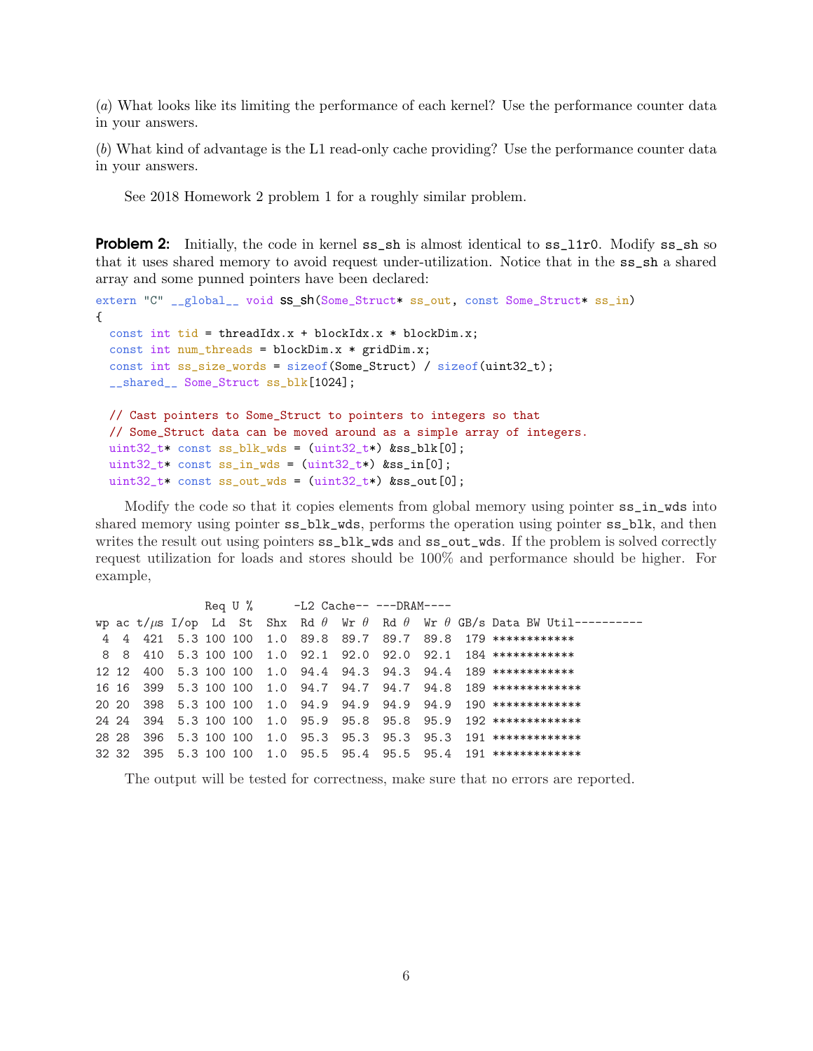(*a*) What looks like its limiting the performance of each kernel? Use the performance counter data in your answers.

(*b*) What kind of advantage is the L1 read-only cache providing? Use the performance counter data in your answers.

See 2018 Homework 2 problem 1 for a roughly similar problem.

**Problem 2:** Initially, the code in kernel `ss_sh` is almost identical to `ss_l1r0`. Modify `ss_sh` so that it uses shared memory to avoid request under-utilization. Notice that in the `ss_sh` a shared array and some punned pointers have been declared:

```
extern "C" __global__ void ss_sh(Some_Struct* ss_out, const Some_Struct* ss_in)
{
  const int tid = threadIdx.x + blockIdx.x * blockDim.x;
  const int num_threads = blockDim.x * gridDim.x;
  const int ss_size_words = sizeof(Some_Struct) / sizeof(uint32_t);
  __shared__ Some_Struct ss_blk[1024];

  // Cast pointers to Some_Struct to pointers to integers so that
  // Some_Struct data can be moved around as a simple array of integers.
  uint32_t* const ss_blk_wds = (uint32_t*) &ss_blk[0];
  uint32_t* const ss_in_wds = (uint32_t*) &ss_in[0];
  uint32_t* const ss_out_wds = (uint32_t*) &ss_out[0];
```

Modify the code so that it copies elements from global memory using pointer `ss_in_wds` into shared memory using pointer `ss_blk_wds`, performs the operation using pointer `ss_blk`, and then writes the result out using pointers `ss_blk_wds` and `ss_out_wds`. If the problem is solved correctly request utilization for loads and stores should be 100% and performance should be higher. For example,

```
                Req U %      -L2 Cache-- ---DRAM----
wp ac t/µs I/op  Ld  St  Shx  Rd θ  Wr θ  Rd θ  Wr θ GB/s Data BW Util----------
 4  4  421  5.3 100 100  1.0  89.8  89.7  89.7  89.8  179 ************
 8  8  410  5.3 100 100  1.0  92.1  92.0  92.0  92.1  184 ************
12 12  400  5.3 100 100  1.0  94.4  94.3  94.3  94.4  189 ************
16 16  399  5.3 100 100  1.0  94.7  94.7  94.7  94.8  189 *************
20 20  398  5.3 100 100  1.0  94.9  94.9  94.9  94.9  190 *************
24 24  394  5.3 100 100  1.0  95.9  95.8  95.8  95.9  192 *************
28 28  396  5.3 100 100  1.0  95.3  95.3  95.3  95.3  191 *************
32 32  395  5.3 100 100  1.0  95.5  95.4  95.5  95.4  191 *************
```

The output will be tested for correctness, make sure that no errors are reported.